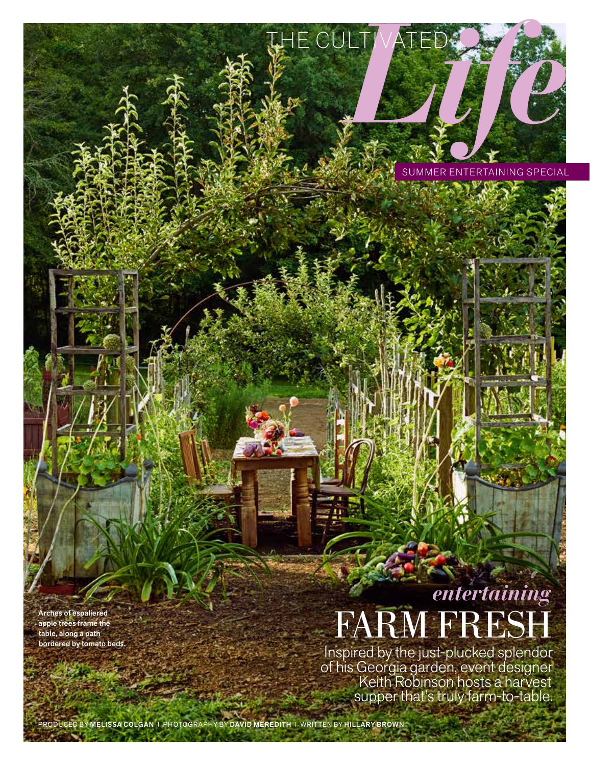THE CULTIVATED *Life*

SUMMER ENTERTAINING SPECIAL

**Arches of espaliered apple trees frame the table, along a path bordered by tomato beds.**

*entertaining*

# FARM FRESH

Inspired by the just-plucked splendor of his Georgia garden, event designer Keith Robinson hosts a harvest supper that's truly farm-to-table.

PRODUCED BY **MELISSA COLGAN** | PHOTOGRAPHY BY **DAVID MEREDITH** | WRITTEN BY **HILLARY BROWN**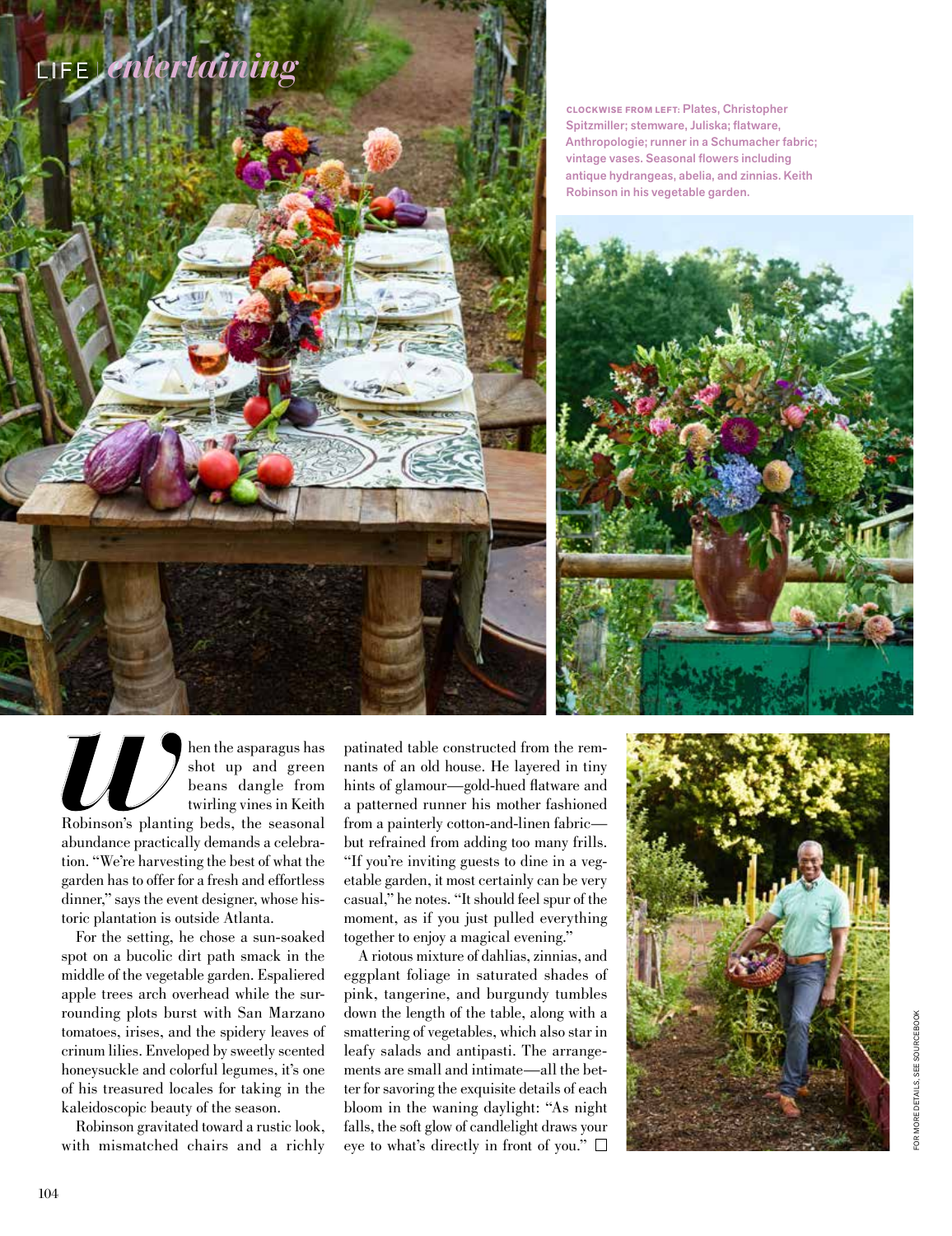LIFE | *entertaining*

**CLOCKWISE FROM LEFT:** Plates, Christopher Spitzmiller; stemware, Juliska; flatware, Anthropologie; runner in a Schumacher fabric; vintage vases. Seasonal flowers including antique hydrangeas, abelia, and zinnias. Keith Robinson in his vegetable garden.

When the asparagus has shot up and green beans dangle from twirling vines in Keith Robinson's planting beds, the seasonal abundance practically demands a celebration. "We're harvesting the best of what the garden has to offer for a fresh and effortless dinner," says the event designer, whose historic plantation is outside Atlanta.

For the setting, he chose a sun-soaked spot on a bucolic dirt path smack in the middle of the vegetable garden. Espaliered apple trees arch overhead while the surrounding plots burst with San Marzano tomatoes, irises, and the spidery leaves of crinum lilies. Enveloped by sweetly scented honeysuckle and colorful legumes, it's one of his treasured locales for taking in the kaleidoscopic beauty of the season.

Robinson gravitated toward a rustic look, with mismatched chairs and a richly patinated table constructed from the remnants of an old house. He layered in tiny hints of glamour—gold-hued flatware and a patterned runner his mother fashioned from a painterly cotton-and-linen fabric—but refrained from adding too many frills. "If you're inviting guests to dine in a vegetable garden, it most certainly can be very casual," he notes. "It should feel spur of the moment, as if you just pulled everything together to enjoy a magical evening."

A riotous mixture of dahlias, zinnias, and eggplant foliage in saturated shades of pink, tangerine, and burgundy tumbles down the length of the table, along with a smattering of vegetables, which also star in leafy salads and antipasti. The arrangements are small and intimate—all the better for savoring the exquisite details of each bloom in the waning daylight: "As night falls, the soft glow of candlelight draws your eye to what's directly in front of you." □

FOR MORE DETAILS, SEE SOURCEBOOK